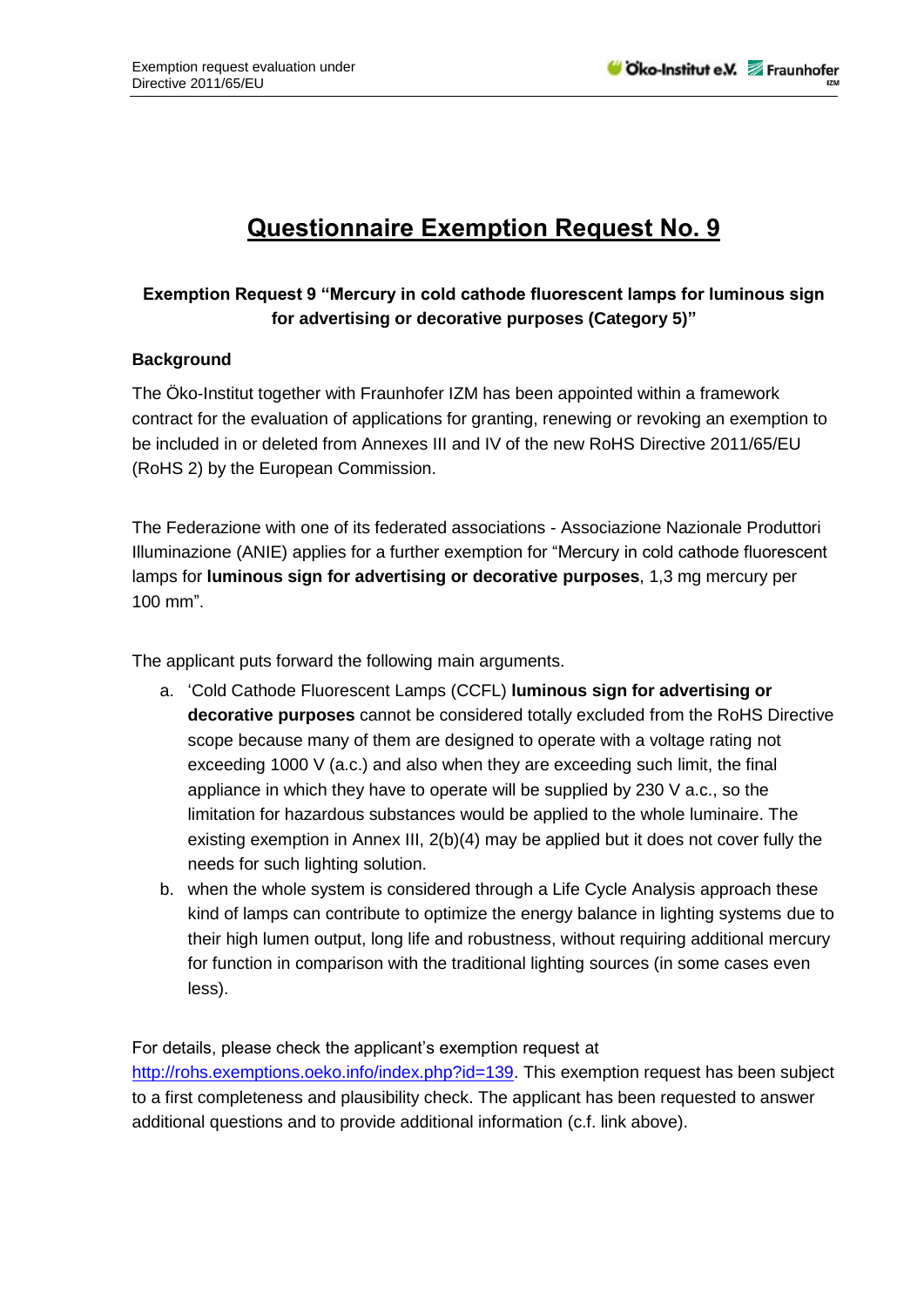# Questionnaire Exemption Request No. 9

**Exemption Request 9 "Mercury in cold cathode fluorescent lamps for luminous sign for advertising or decorative purposes (Category 5)"**

**Background**

The Öko-Institut together with Fraunhofer IZM has been appointed within a framework contract for the evaluation of applications for granting, renewing or revoking an exemption to be included in or deleted from Annexes III and IV of the new RoHS Directive 2011/65/EU (RoHS 2) by the European Commission.

The Federazione with one of its federated associations - Associazione Nazionale Produttori Illuminazione (ANIE) applies for a further exemption for "Mercury in cold cathode fluorescent lamps for **luminous sign for advertising or decorative purposes**, 1,3 mg mercury per 100 mm".

The applicant puts forward the following main arguments.

a. 'Cold Cathode Fluorescent Lamps (CCFL) **luminous sign for advertising or decorative purposes** cannot be considered totally excluded from the RoHS Directive scope because many of them are designed to operate with a voltage rating not exceeding 1000 V (a.c.) and also when they are exceeding such limit, the final appliance in which they have to operate will be supplied by 230 V a.c., so the limitation for hazardous substances would be applied to the whole luminaire. The existing exemption in Annex III, 2(b)(4) may be applied but it does not cover fully the needs for such lighting solution.
b. when the whole system is considered through a Life Cycle Analysis approach these kind of lamps can contribute to optimize the energy balance in lighting systems due to their high lumen output, long life and robustness, without requiring additional mercury for function in comparison with the traditional lighting sources (in some cases even less).

For details, please check the applicant's exemption request at [http://rohs.exemptions.oeko.info/index.php?id=139](http://rohs.exemptions.oeko.info/index.php?id=139). This exemption request has been subject to a first completeness and plausibility check. The applicant has been requested to answer additional questions and to provide additional information (c.f. link above).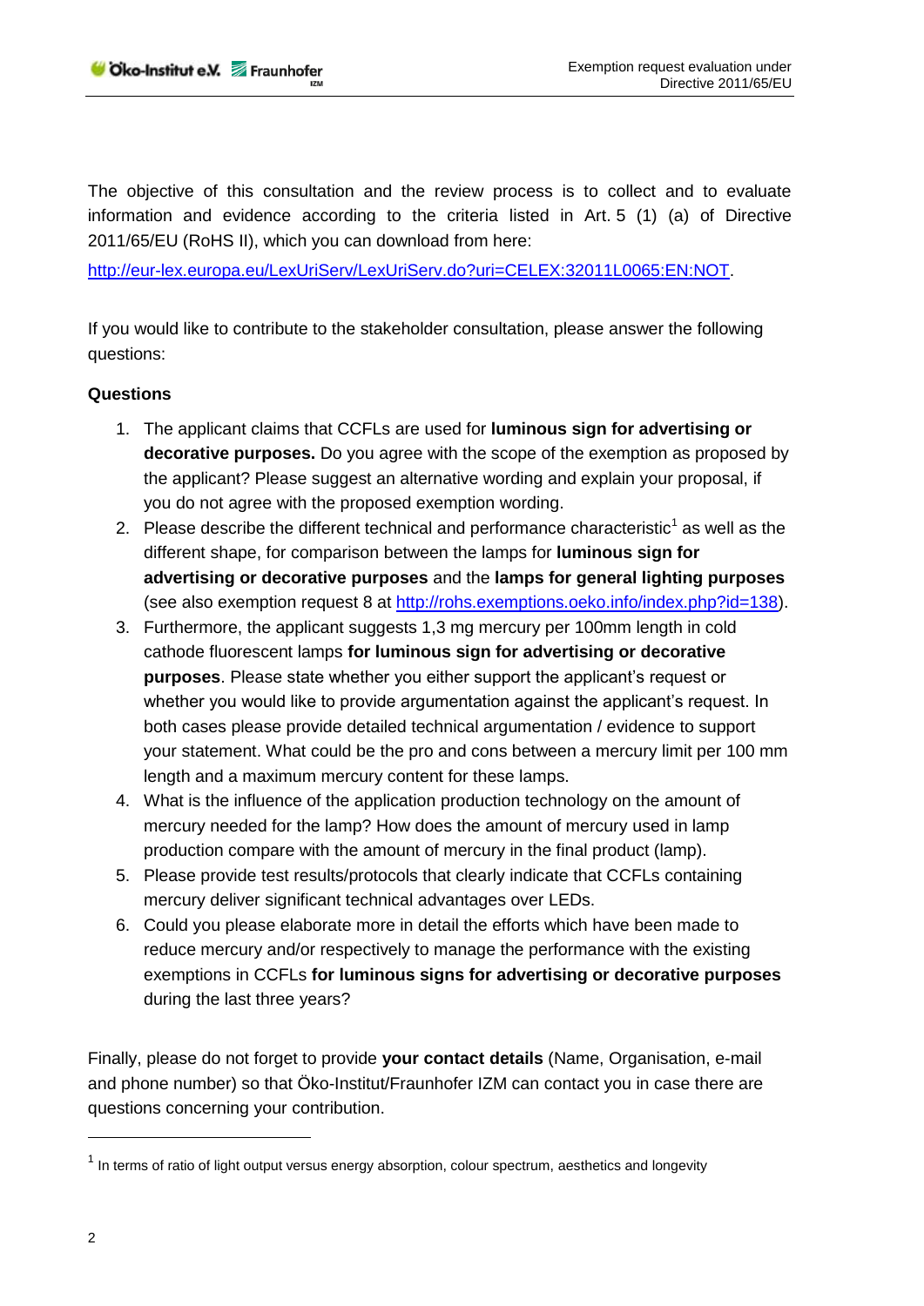The objective of this consultation and the review process is to collect and to evaluate information and evidence according to the criteria listed in Art. 5 (1) (a) of Directive 2011/65/EU (RoHS II), which you can download from here:

http://eur-lex.europa.eu/LexUriServ/LexUriServ.do?uri=CELEX:32011L0065:EN:NOT.

If you would like to contribute to the stakeholder consultation, please answer the following questions:

**Questions**

1. The applicant claims that CCFLs are used for **luminous sign for advertising or decorative purposes.** Do you agree with the scope of the exemption as proposed by the applicant? Please suggest an alternative wording and explain your proposal, if you do not agree with the proposed exemption wording.
2. Please describe the different technical and performance characteristic[1] as well as the different shape, for comparison between the lamps for **luminous sign for advertising or decorative purposes** and the **lamps for general lighting purposes** (see also exemption request 8 at http://rohs.exemptions.oeko.info/index.php?id=138).
3. Furthermore, the applicant suggests 1,3 mg mercury per 100mm length in cold cathode fluorescent lamps **for luminous sign for advertising or decorative purposes**. Please state whether you either support the applicant's request or whether you would like to provide argumentation against the applicant's request. In both cases please provide detailed technical argumentation / evidence to support your statement. What could be the pro and cons between a mercury limit per 100 mm length and a maximum mercury content for these lamps.
4. What is the influence of the application production technology on the amount of mercury needed for the lamp? How does the amount of mercury used in lamp production compare with the amount of mercury in the final product (lamp).
5. Please provide test results/protocols that clearly indicate that CCFLs containing mercury deliver significant technical advantages over LEDs.
6. Could you please elaborate more in detail the efforts which have been made to reduce mercury and/or respectively to manage the performance with the existing exemptions in CCFLs **for luminous signs for advertising or decorative purposes** during the last three years?

Finally, please do not forget to provide **your contact details** (Name, Organisation, e-mail and phone number) so that Öko-Institut/Fraunhofer IZM can contact you in case there are questions concerning your contribution.

[1] In terms of ratio of light output versus energy absorption, colour spectrum, aesthetics and longevity